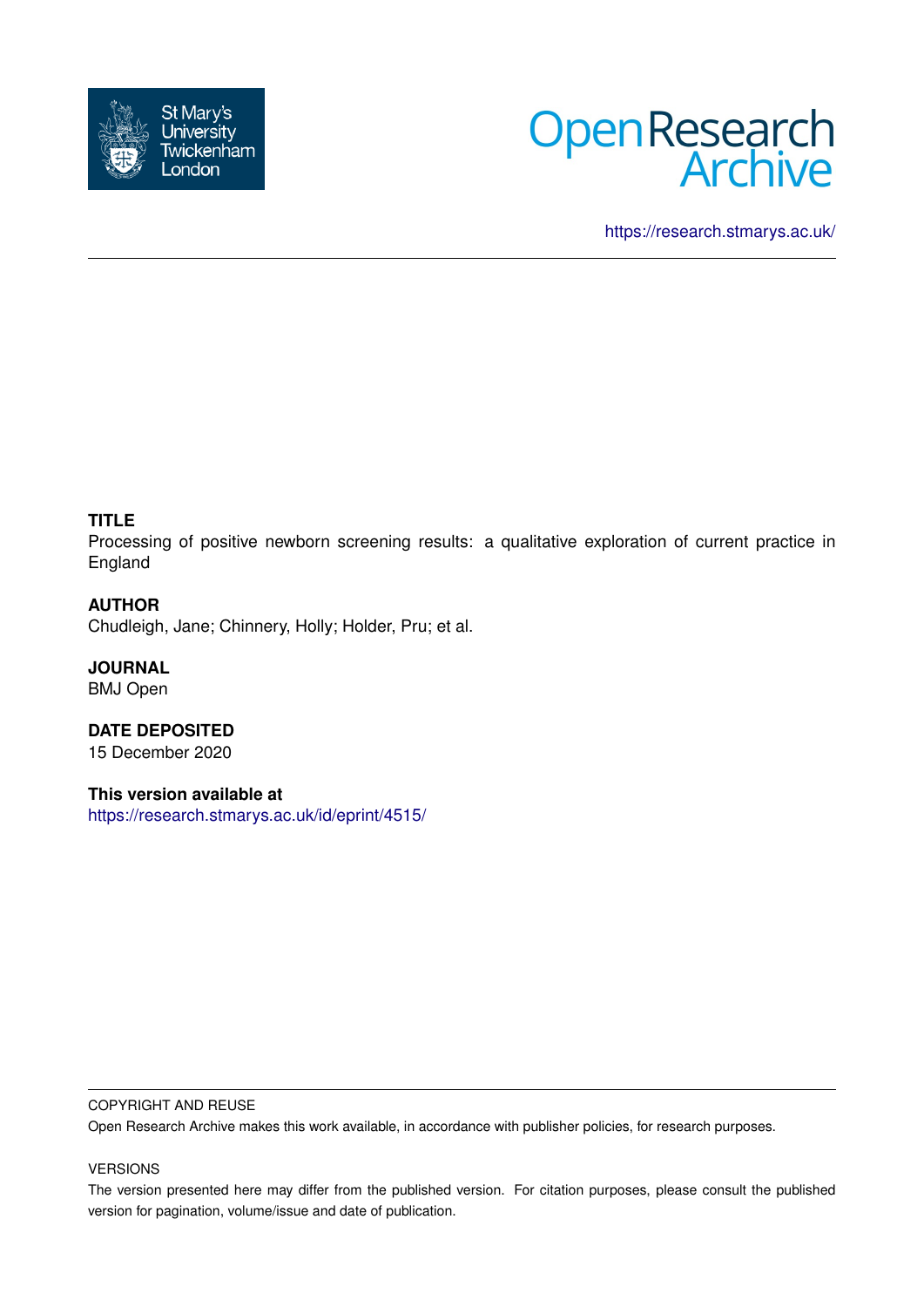https://research.stmarys.ac.uk/

**TITLE**

Processing of positive newborn screening results: a qualitative exploration of current practice in England

**AUTHOR**

Chudleigh, Jane; Chinnery, Holly; Holder, Pru; et al.

**JOURNAL**

BMJ Open

**DATE DEPOSITED**

15 December 2020

**This version available at**

https://research.stmarys.ac.uk/id/eprint/4515/

COPYRIGHT AND REUSE

Open Research Archive makes this work available, in accordance with publisher policies, for research purposes.

VERSIONS

The version presented here may differ from the published version. For citation purposes, please consult the published version for pagination, volume/issue and date of publication.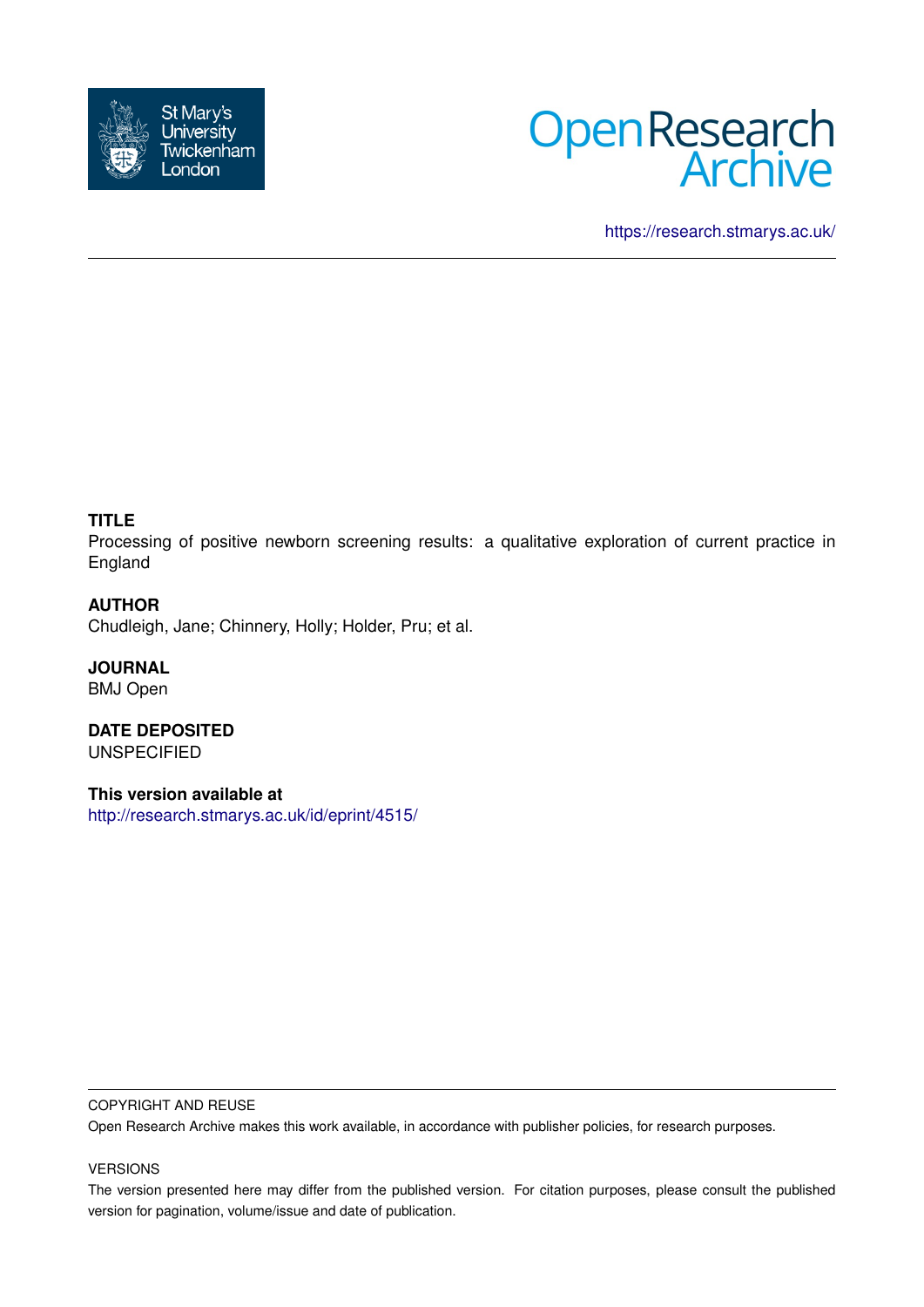https://research.stmarys.ac.uk/

**TITLE**

Processing of positive newborn screening results: a qualitative exploration of current practice in England

**AUTHOR**

Chudleigh, Jane; Chinnery, Holly; Holder, Pru; et al.

**JOURNAL**

BMJ Open

**DATE DEPOSITED**

UNSPECIFIED

**This version available at**

http://research.stmarys.ac.uk/id/eprint/4515/

COPYRIGHT AND REUSE

Open Research Archive makes this work available, in accordance with publisher policies, for research purposes.

VERSIONS

The version presented here may differ from the published version. For citation purposes, please consult the published version for pagination, volume/issue and date of publication.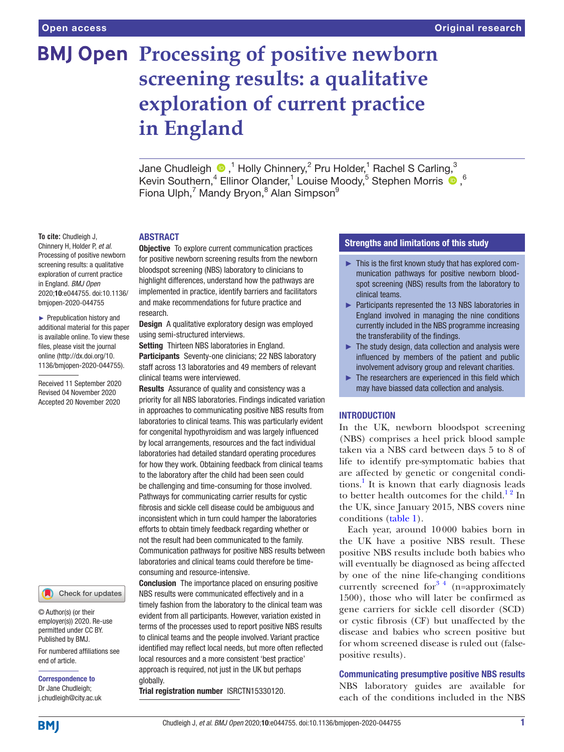# Processing of positive newborn screening results: a qualitative exploration of current practice in England

Jane Chudleigh,[1] Holly Chinnery,[2] Pru Holder,[1] Rachel S Carling,[3] Kevin Southern,[4] Ellinor Olander,[1] Louise Moody,[5] Stephen Morris,[6] Fiona Ulph,[7] Mandy Bryon,[8] Alan Simpson[9]

**To cite:** Chudleigh J, Chinnery H, Holder P, *et al*. Processing of positive newborn screening results: a qualitative exploration of current practice in England. *BMJ Open* 2020;**10**:e044755. doi:10.1136/bmjopen-2020-044755

► Prepublication history and additional material for this paper is available online. To view these files, please visit the journal online (http://dx.doi.org/10.1136/bmjopen-2020-044755).

Received 11 September 2020
Revised 04 November 2020
Accepted 20 November 2020

© Author(s) (or their employer(s)) 2020. Re-use permitted under CC BY. Published by BMJ.

For numbered affiliations see end of article.

**Correspondence to**
Dr Jane Chudleigh;
j.chudleigh@city.ac.uk

## ABSTRACT

**Objective** To explore current communication practices for positive newborn screening results from the newborn bloodspot screening (NBS) laboratory to clinicians to highlight differences, understand how the pathways are implemented in practice, identify barriers and facilitators and make recommendations for future practice and research.

**Design** A qualitative exploratory design was employed using semi-structured interviews.

**Setting** Thirteen NBS laboratories in England.

**Participants** Seventy-one clinicians; 22 NBS laboratory staff across 13 laboratories and 49 members of relevant clinical teams were interviewed.

**Results** Assurance of quality and consistency was a priority for all NBS laboratories. Findings indicated variation in approaches to communicating positive NBS results from laboratories to clinical teams. This was particularly evident for congenital hypothyroidism and was largely influenced by local arrangements, resources and the fact individual laboratories had detailed standard operating procedures for how they work. Obtaining feedback from clinical teams to the laboratory after the child had been seen could be challenging and time-consuming for those involved. Pathways for communicating carrier results for cystic fibrosis and sickle cell disease could be ambiguous and inconsistent which in turn could hamper the laboratories efforts to obtain timely feedback regarding whether or not the result had been communicated to the family. Communication pathways for positive NBS results between laboratories and clinical teams could therefore be time-consuming and resource-intensive.

**Conclusion** The importance placed on ensuring positive NBS results were communicated effectively and in a timely fashion from the laboratory to the clinical team was evident from all participants. However, variation existed in terms of the processes used to report positive NBS results to clinical teams and the people involved. Variant practice identified may reflect local needs, but more often reflected local resources and a more consistent 'best practice' approach is required, not just in the UK but perhaps globally.

**Trial registration number** ISRCTN15330120.

## Strengths and limitations of this study

- ► This is the first known study that has explored communication pathways for positive newborn bloodspot screening (NBS) results from the laboratory to clinical teams.
- ► Participants represented the 13 NBS laboratories in England involved in managing the nine conditions currently included in the NBS programme increasing the transferability of the findings.
- ► The study design, data collection and analysis were influenced by members of the patient and public involvement advisory group and relevant charities.
- ► The researchers are experienced in this field which may have biassed data collection and analysis.

## INTRODUCTION

In the UK, newborn bloodspot screening (NBS) comprises a heel prick blood sample taken via a NBS card between days 5 to 8 of life to identify pre-symptomatic babies that are affected by genetic or congenital conditions.[1] It is known that early diagnosis leads to better health outcomes for the child.[1,2] In the UK, since January 2015, NBS covers nine conditions (table 1).

Each year, around 10 000 babies born in the UK have a positive NBS result. These positive NBS results include both babies who will eventually be diagnosed as being affected by one of the nine life-changing conditions currently screened for[3,4] (n=approximately 1500), those who will later be confirmed as gene carriers for sickle cell disorder (SCD) or cystic fibrosis (CF) but unaffected by the disease and babies who screen positive but for whom screened disease is ruled out (false-positive results).

### Communicating presumptive positive NBS results

NBS laboratory guides are available for each of the conditions included in the NBS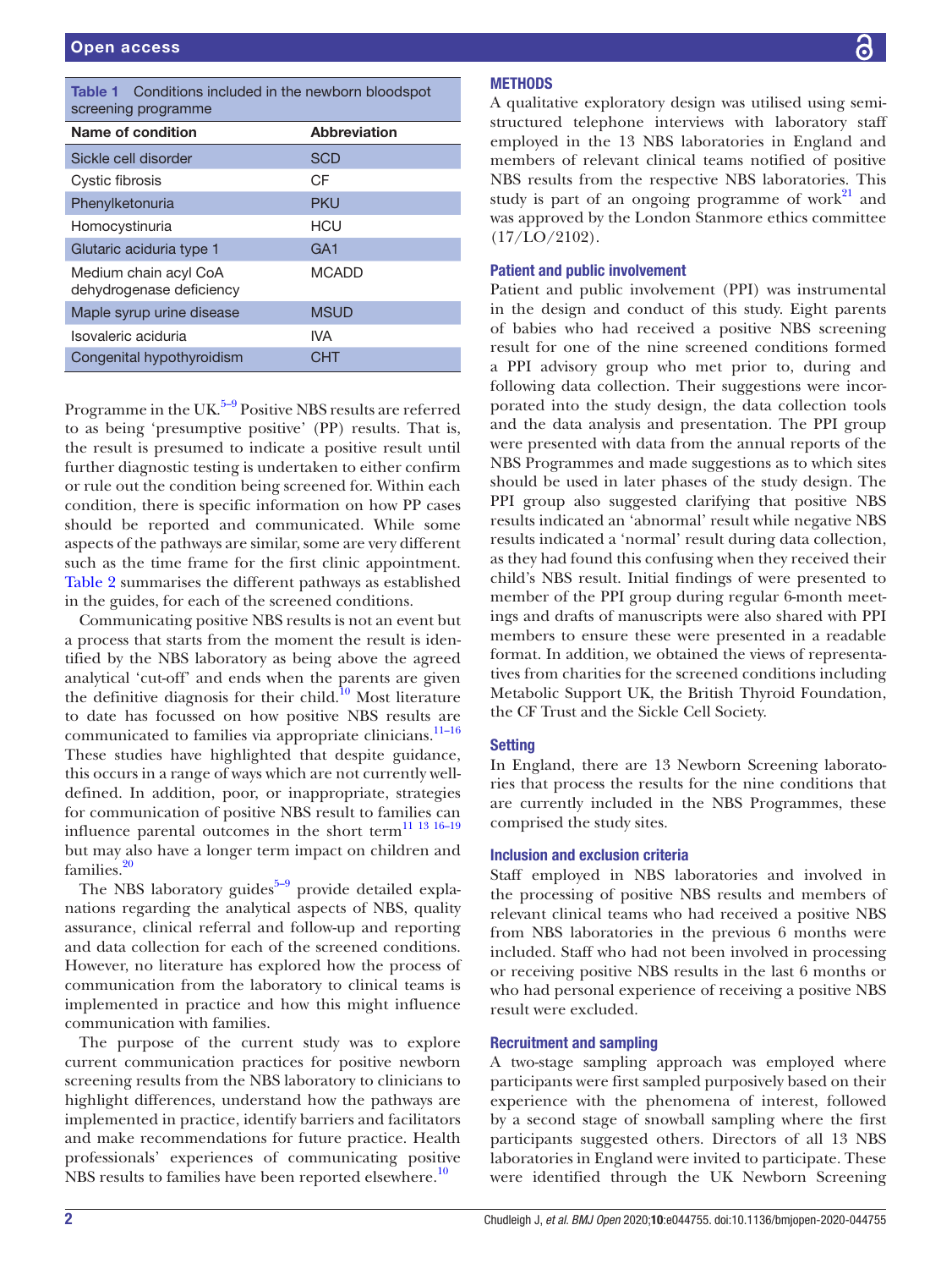**Table 1** Conditions included in the newborn bloodspot screening programme

| Name of condition | Abbreviation |
|---|---|
| Sickle cell disorder | SCD |
| Cystic fibrosis | CF |
| Phenylketonuria | PKU |
| Homocystinuria | HCU |
| Glutaric aciduria type 1 | GA1 |
| Medium chain acyl CoA dehydrogenase deficiency | MCADD |
| Maple syrup urine disease | MSUD |
| Isovaleric aciduria | IVA |
| Congenital hypothyroidism | CHT |

Programme in the UK.[5–9] Positive NBS results are referred to as being 'presumptive positive' (PP) results. That is, the result is presumed to indicate a positive result until further diagnostic testing is undertaken to either confirm or rule out the condition being screened for. Within each condition, there is specific information on how PP cases should be reported and communicated. While some aspects of the pathways are similar, some are very different such as the time frame for the first clinic appointment. Table 2 summarises the different pathways as established in the guides, for each of the screened conditions.

Communicating positive NBS results is not an event but a process that starts from the moment the result is identified by the NBS laboratory as being above the agreed analytical 'cut-off' and ends when the parents are given the definitive diagnosis for their child.[10] Most literature to date has focussed on how positive NBS results are communicated to families via appropriate clinicians.[11–16] These studies have highlighted that despite guidance, this occurs in a range of ways which are not currently well-defined. In addition, poor, or inappropriate, strategies for communication of positive NBS result to families can influence parental outcomes in the short term[11 13 16–19] but may also have a longer term impact on children and families.[20]

The NBS laboratory guides[5–9] provide detailed explanations regarding the analytical aspects of NBS, quality assurance, clinical referral and follow-up and reporting and data collection for each of the screened conditions. However, no literature has explored how the process of communication from the laboratory to clinical teams is implemented in practice and how this might influence communication with families.

The purpose of the current study was to explore current communication practices for positive newborn screening results from the NBS laboratory to clinicians to highlight differences, understand how the pathways are implemented in practice, identify barriers and facilitators and make recommendations for future practice. Health professionals' experiences of communicating positive NBS results to families have been reported elsewhere.[10]

## METHODS

A qualitative exploratory design was utilised using semi-structured telephone interviews with laboratory staff employed in the 13 NBS laboratories in England and members of relevant clinical teams notified of positive NBS results from the respective NBS laboratories. This study is part of an ongoing programme of work[21] and was approved by the London Stanmore ethics committee (17/LO/2102).

### Patient and public involvement

Patient and public involvement (PPI) was instrumental in the design and conduct of this study. Eight parents of babies who had received a positive NBS screening result for one of the nine screened conditions formed a PPI advisory group who met prior to, during and following data collection. Their suggestions were incorporated into the study design, the data collection tools and the data analysis and presentation. The PPI group were presented with data from the annual reports of the NBS Programmes and made suggestions as to which sites should be used in later phases of the study design. The PPI group also suggested clarifying that positive NBS results indicated an 'abnormal' result while negative NBS results indicated a 'normal' result during data collection, as they had found this confusing when they received their child's NBS result. Initial findings of were presented to member of the PPI group during regular 6-month meetings and drafts of manuscripts were also shared with PPI members to ensure these were presented in a readable format. In addition, we obtained the views of representatives from charities for the screened conditions including Metabolic Support UK, the British Thyroid Foundation, the CF Trust and the Sickle Cell Society.

### Setting

In England, there are 13 Newborn Screening laboratories that process the results for the nine conditions that are currently included in the NBS Programmes, these comprised the study sites.

### Inclusion and exclusion criteria

Staff employed in NBS laboratories and involved in the processing of positive NBS results and members of relevant clinical teams who had received a positive NBS from NBS laboratories in the previous 6 months were included. Staff who had not been involved in processing or receiving positive NBS results in the last 6 months or who had personal experience of receiving a positive NBS result were excluded.

### Recruitment and sampling

A two-stage sampling approach was employed where participants were first sampled purposively based on their experience with the phenomena of interest, followed by a second stage of snowball sampling where the first participants suggested others. Directors of all 13 NBS laboratories in England were invited to participate. These were identified through the UK Newborn Screening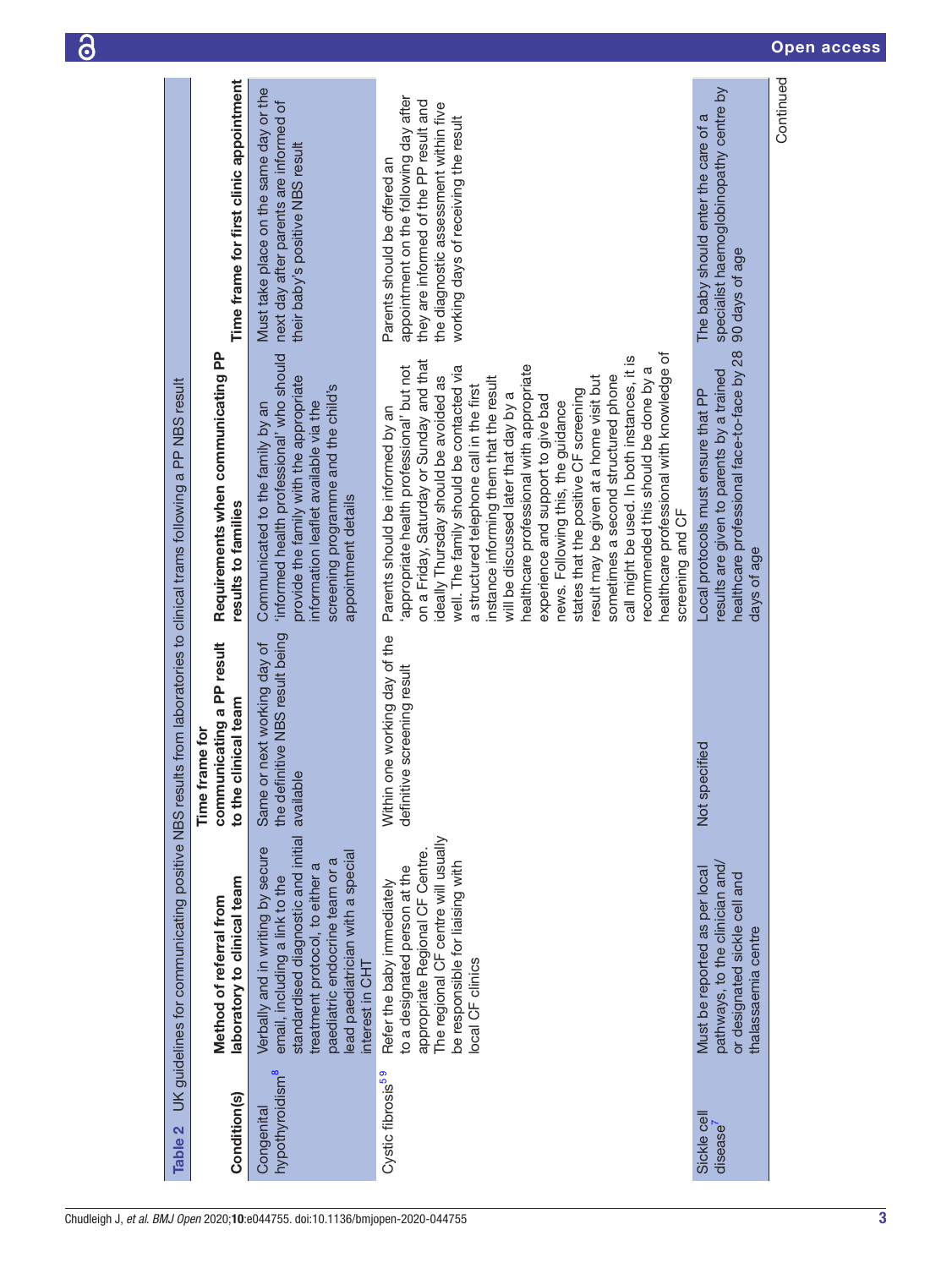**Table 2** UK guidelines for communicating positive NBS results from laboratories to clinical trams following a PP NBS result

| Condition(s) | Method of referral from laboratory to clinical team | Time frame for communicating a PP result to the clinical team | Requirements when communicating PP results to families | Time frame for first clinic appointment |
|---|---|---|---|---|
| Congenital hypothyroidism[8] | Verbally and in writing by secure email, including a link to the standardised diagnostic and initial treatment protocol, to either a paediatric endocrine team or a lead paediatrician with a special interest in CHT | Same or next working day of the definitive NBS result being available | Communicated to the family by an 'informed health professional' who should provide the family with the appropriate information leaflet available via the screening programme and the child's appointment details | Must take place on the same day or the next day after parents are informed of their baby's positive NBS result |
| Cystic fibrosis[5 9] | Refer the baby immediately to a designated person at the appropriate Regional CF Centre. The regional CF centre will usually be responsible for liaising with local CF clinics | Within one working day of the definitive screening result | Parents should be informed by an 'appropriate health professional' but not on a Friday, Saturday or Sunday and that ideally Thursday should be avoided as well. The family should be contacted via a structured telephone call in the first instance informing them that the result will be discussed later that day by a healthcare professional with appropriate experience and support to give bad news. Following this, the guidance states that the positive CF screening result may be given at a home visit but sometimes a second structured phone call might be used. In both instances, it is recommended this should be done by a healthcare professional with knowledge of screening and CF | Parents should be offered an appointment on the following day after they are informed of the PP result and the diagnostic assessment within five working days of receiving the result |
| Sickle cell disease[7] | Must be reported as per local pathways, to the clinician and/or designated sickle cell and thalassaemia centre | Not specified | Local protocols must ensure that PP results are given to parents by a trained healthcare professional face-to-face by 28 days of age | The baby should enter the care of a specialist haemoglobinopathy centre by 90 days of age |

Continued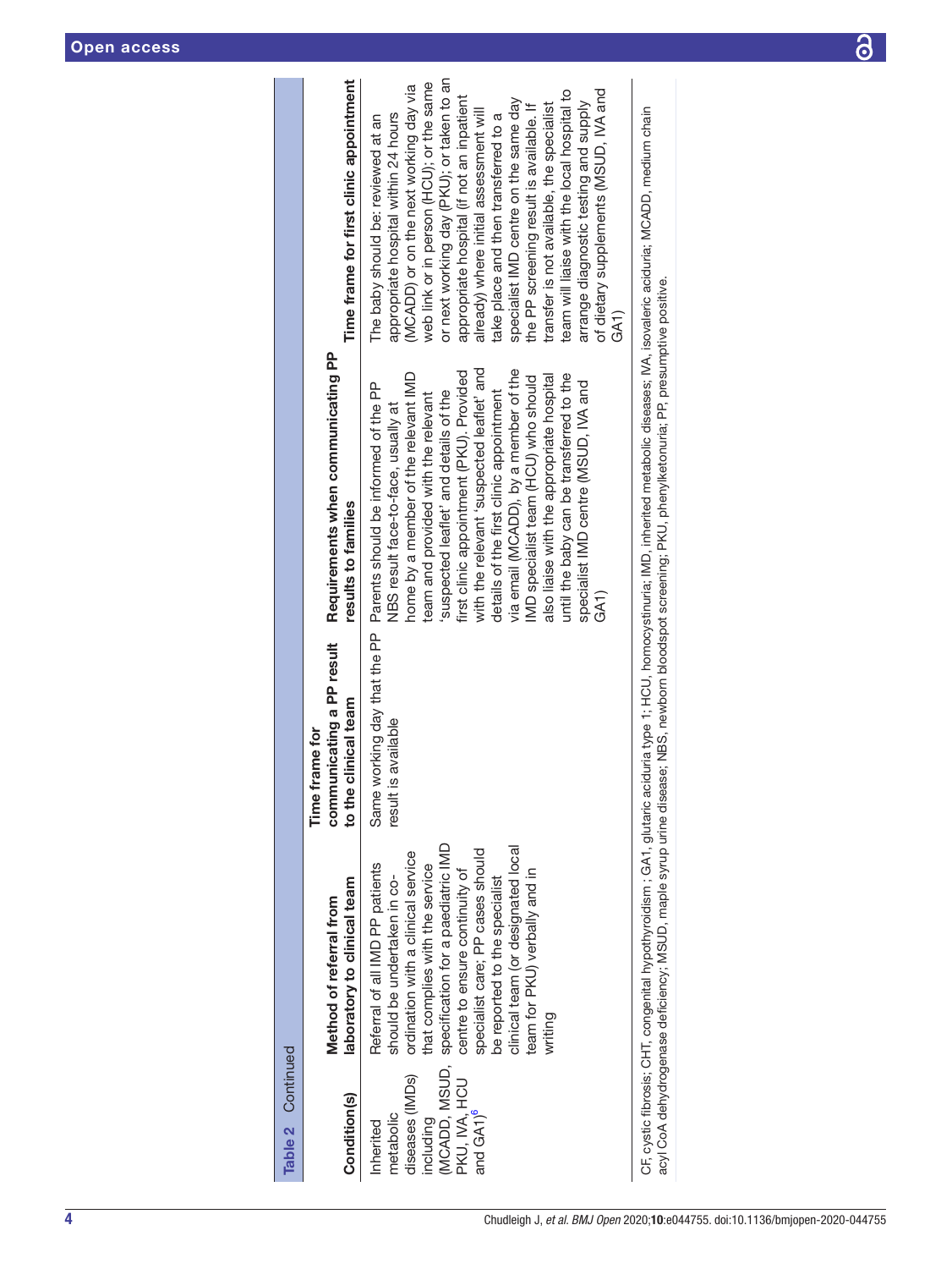Table 2 Continued

| Condition(s) | Method of referral from laboratory to clinical team | Time frame for communicating a PP result to the clinical team | Requirements when communicating PP results to families | Time frame for first clinic appointment |
|---|---|---|---|---|
| Inherited metabolic diseases (IMDs) including (MCADD, MSUD, PKU, IVA, HCU and GA1)[6] | Referral of all IMD PP patients should be undertaken in co-ordination with a clinical service that complies with the service specification for a paediatric IMD centre to ensure continuity of specialist care; PP cases should be reported to the specialist clinical team (or designated local team for PKU) verbally and in writing | Same working day that the PP result is available | Parents should be informed of the PP NBS result face-to-face, usually at home by a member of the relevant IMD team and provided with the relevant 'suspected leaflet' and details of the first clinic appointment (PKU). Provided with the relevant 'suspected leaflet' and details of the first clinic appointment via email (MCADD), by a member of the IMD specialist team (HCU) who should also liaise with the appropriate hospital until the baby can be transferred to the specialist IMD centre (MSUD, IVA and GA1) | The baby should be: reviewed at an appropriate hospital within 24 hours (MCADD) or on the next working day via web link or in person (HCU); or the same or next working day (PKU); or taken to an appropriate hospital (if not an inpatient already) where initial assessment will take place and then transferred to a specialist IMD centre on the same day the PP screening result is available. If transfer is not available, the specialist team will liaise with the local hospital to arrange diagnostic testing and supply of dietary supplements (MSUD, IVA and GA1) |

CF, cystic fibrosis; CHT, congenital hypothyroidism ; GA1, glutaric aciduria type 1; HCU, homocystinuria; IMD, inherited metabolic diseases; IVA, isovaleric aciduria; MCADD, medium chain acyl CoA dehydrogenase deficiency; MSUD, maple syrup urine disease; NBS, newborn bloodspot screening; PKU, phenylketonuria; PP, presumptive positive.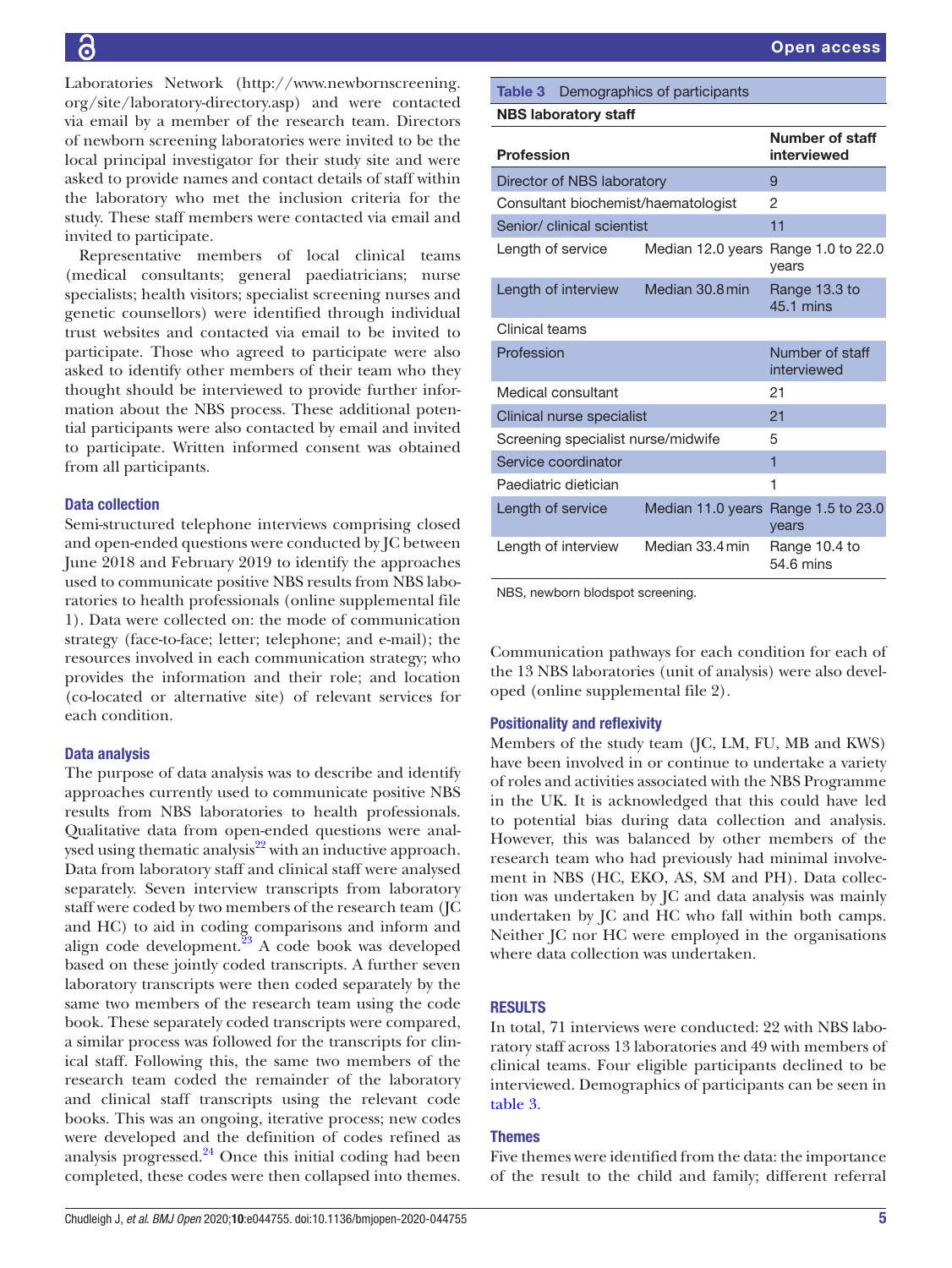Laboratories Network (http://www.newbornscreening.org/site/laboratory-directory.asp) and were contacted via email by a member of the research team. Directors of newborn screening laboratories were invited to be the local principal investigator for their study site and were asked to provide names and contact details of staff within the laboratory who met the inclusion criteria for the study. These staff members were contacted via email and invited to participate.

Representative members of local clinical teams (medical consultants; general paediatricians; nurse specialists; health visitors; specialist screening nurses and genetic counsellors) were identified through individual trust websites and contacted via email to be invited to participate. Those who agreed to participate were also asked to identify other members of their team who they thought should be interviewed to provide further information about the NBS process. These additional potential participants were also contacted by email and invited to participate. Written informed consent was obtained from all participants.

### Data collection

Semi-structured telephone interviews comprising closed and open-ended questions were conducted by JC between June 2018 and February 2019 to identify the approaches used to communicate positive NBS results from NBS laboratories to health professionals (online supplemental file 1). Data were collected on: the mode of communication strategy (face-to-face; letter; telephone; and e-mail); the resources involved in each communication strategy; who provides the information and their role; and location (co-located or alternative site) of relevant services for each condition.

### Data analysis

The purpose of data analysis was to describe and identify approaches currently used to communicate positive NBS results from NBS laboratories to health professionals. Qualitative data from open-ended questions were analysed using thematic analysis[22] with an inductive approach. Data from laboratory staff and clinical staff were analysed separately. Seven interview transcripts from laboratory staff were coded by two members of the research team (JC and HC) to aid in coding comparisons and inform and align code development.[23] A code book was developed based on these jointly coded transcripts. A further seven laboratory transcripts were then coded separately by the same two members of the research team using the code book. These separately coded transcripts were compared, a similar process was followed for the transcripts for clinical staff. Following this, the same two members of the research team coded the remainder of the laboratory and clinical staff transcripts using the relevant code books. This was an ongoing, iterative process; new codes were developed and the definition of codes refined as analysis progressed.[24] Once this initial coding had been completed, these codes were then collapsed into themes.

**Table 3** Demographics of participants

| | | |
|---|---|---|
| **NBS laboratory staff** | | |
| **Profession** | | **Number of staff interviewed** |
| Director of NBS laboratory | | 9 |
| Consultant biochemist/haematologist | | 2 |
| Senior/ clinical scientist | | 11 |
| Length of service | Median 12.0 years | Range 1.0 to 22.0 years |
| Length of interview | Median 30.8 min | Range 13.3 to 45.1 mins |
| Clinical teams | | |
| Profession | | Number of staff interviewed |
| Medical consultant | | 21 |
| Clinical nurse specialist | | 21 |
| Screening specialist nurse/midwife | | 5 |
| Service coordinator | | 1 |
| Paediatric dietician | | 1 |
| Length of service | Median 11.0 years | Range 1.5 to 23.0 years |
| Length of interview | Median 33.4 min | Range 10.4 to 54.6 mins |

NBS, newborn blodspot screening.

Communication pathways for each condition for each of the 13 NBS laboratories (unit of analysis) were also developed (online supplemental file 2).

### Positionality and reflexivity

Members of the study team (JC, LM, FU, MB and KWS) have been involved in or continue to undertake a variety of roles and activities associated with the NBS Programme in the UK. It is acknowledged that this could have led to potential bias during data collection and analysis. However, this was balanced by other members of the research team who had previously had minimal involvement in NBS (HC, EKO, AS, SM and PH). Data collection was undertaken by JC and data analysis was mainly undertaken by JC and HC who fall within both camps. Neither JC nor HC were employed in the organisations where data collection was undertaken.

## RESULTS

In total, 71 interviews were conducted: 22 with NBS laboratory staff across 13 laboratories and 49 with members of clinical teams. Four eligible participants declined to be interviewed. Demographics of participants can be seen in table 3.

### Themes

Five themes were identified from the data: the importance of the result to the child and family; different referral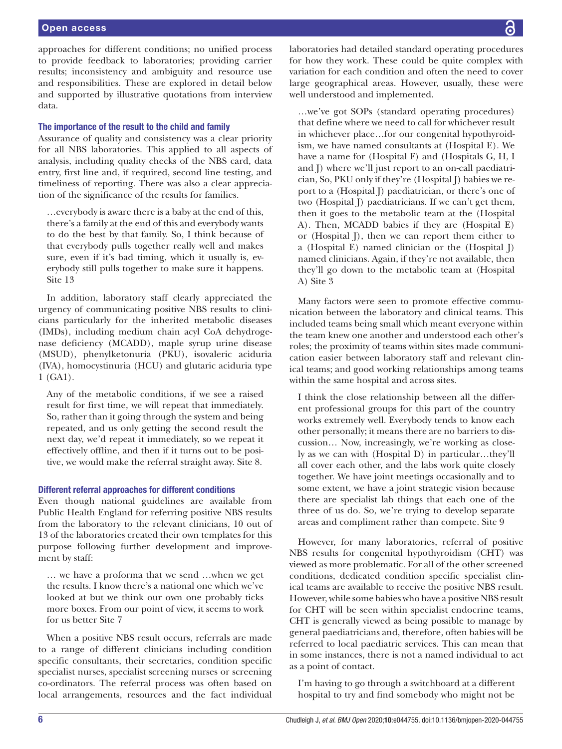approaches for different conditions; no unified process to provide feedback to laboratories; providing carrier results; inconsistency and ambiguity and resource use and responsibilities. These are explored in detail below and supported by illustrative quotations from interview data.

### The importance of the result to the child and family

Assurance of quality and consistency was a clear priority for all NBS laboratories. This applied to all aspects of analysis, including quality checks of the NBS card, data entry, first line and, if required, second line testing, and timeliness of reporting. There was also a clear appreciation of the significance of the results for families.

> …everybody is aware there is a baby at the end of this, there's a family at the end of this and everybody wants to do the best by that family. So, I think because of that everybody pulls together really well and makes sure, even if it's bad timing, which it usually is, everybody still pulls together to make sure it happens. Site 13

In addition, laboratory staff clearly appreciated the urgency of communicating positive NBS results to clinicians particularly for the inherited metabolic diseases (IMDs), including medium chain acyl CoA dehydrogenase deficiency (MCADD), maple syrup urine disease (MSUD), phenylketonuria (PKU), isovaleric aciduria (IVA), homocystinuria (HCU) and glutaric aciduria type 1 (GA1).

> Any of the metabolic conditions, if we see a raised result for first time, we will repeat that immediately. So, rather than it going through the system and being repeated, and us only getting the second result the next day, we'd repeat it immediately, so we repeat it effectively offline, and then if it turns out to be positive, we would make the referral straight away. Site 8.

### Different referral approaches for different conditions

Even though national guidelines are available from Public Health England for referring positive NBS results from the laboratory to the relevant clinicians, 10 out of 13 of the laboratories created their own templates for this purpose following further development and improvement by staff:

> … we have a proforma that we send …when we get the results. I know there's a national one which we've looked at but we think our own one probably ticks more boxes. From our point of view, it seems to work for us better Site 7

When a positive NBS result occurs, referrals are made to a range of different clinicians including condition specific consultants, their secretaries, condition specific specialist nurses, specialist screening nurses or screening co-ordinators. The referral process was often based on local arrangements, resources and the fact individual laboratories had detailed standard operating procedures for how they work. These could be quite complex with variation for each condition and often the need to cover large geographical areas. However, usually, these were well understood and implemented.

> …we've got SOPs (standard operating procedures) that define where we need to call for whichever result in whichever place…for our congenital hypothyroidism, we have named consultants at (Hospital E). We have a name for (Hospital F) and (Hospitals G, H, I and J) where we'll just report to an on-call paediatrician, So, PKU only if they're (Hospital J) babies we report to a (Hospital J) paediatrician, or there's one of two (Hospital J) paediatricians. If we can't get them, then it goes to the metabolic team at the (Hospital A). Then, MCADD babies if they are (Hospital E) or (Hospital J), then we can report them either to a (Hospital E) named clinician or the (Hospital J) named clinicians. Again, if they're not available, then they'll go down to the metabolic team at (Hospital A) Site 3

Many factors were seen to promote effective communication between the laboratory and clinical teams. This included teams being small which meant everyone within the team knew one another and understood each other's roles; the proximity of teams within sites made communication easier between laboratory staff and relevant clinical teams; and good working relationships among teams within the same hospital and across sites.

> I think the close relationship between all the different professional groups for this part of the country works extremely well. Everybody tends to know each other personally; it means there are no barriers to discussion… Now, increasingly, we're working as closely as we can with (Hospital D) in particular…they'll all cover each other, and the labs work quite closely together. We have joint meetings occasionally and to some extent, we have a joint strategic vision because there are specialist lab things that each one of the three of us do. So, we're trying to develop separate areas and compliment rather than compete. Site 9

However, for many laboratories, referral of positive NBS results for congenital hypothyroidism (CHT) was viewed as more problematic. For all of the other screened conditions, dedicated condition specific specialist clinical teams are available to receive the positive NBS result. However, while some babies who have a positive NBS result for CHT will be seen within specialist endocrine teams, CHT is generally viewed as being possible to manage by general paediatricians and, therefore, often babies will be referred to local paediatric services. This can mean that in some instances, there is not a named individual to act as a point of contact.

> I'm having to go through a switchboard at a different hospital to try and find somebody who might not be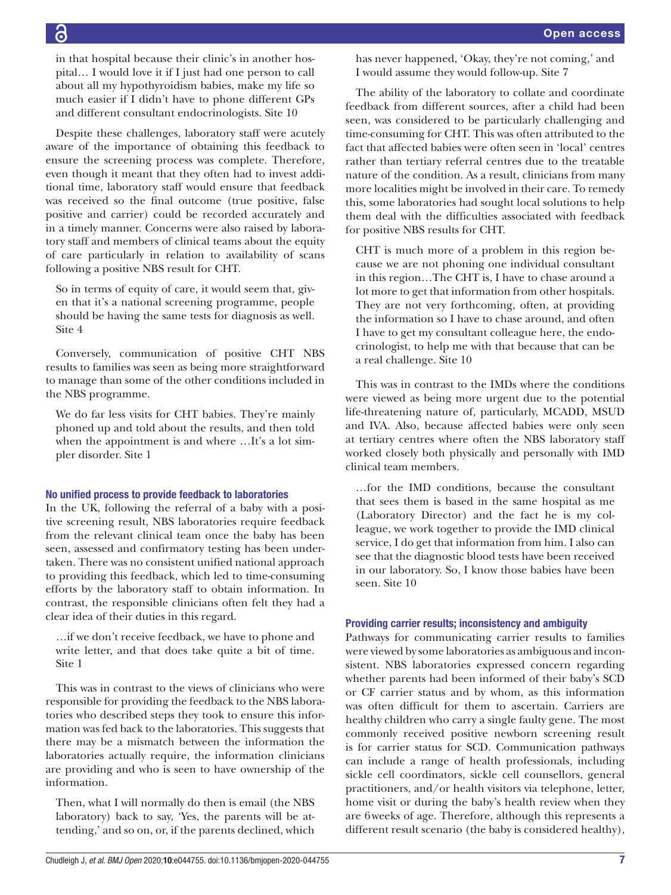in that hospital because their clinic's in another hospital… I would love it if I just had one person to call about all my hypothyroidism babies, make my life so much easier if I didn't have to phone different GPs and different consultant endocrinologists. Site 10

Despite these challenges, laboratory staff were acutely aware of the importance of obtaining this feedback to ensure the screening process was complete. Therefore, even though it meant that they often had to invest additional time, laboratory staff would ensure that feedback was received so the final outcome (true positive, false positive and carrier) could be recorded accurately and in a timely manner. Concerns were also raised by laboratory staff and members of clinical teams about the equity of care particularly in relation to availability of scans following a positive NBS result for CHT.

> So in terms of equity of care, it would seem that, given that it's a national screening programme, people should be having the same tests for diagnosis as well. Site 4

Conversely, communication of positive CHT NBS results to families was seen as being more straightforward to manage than some of the other conditions included in the NBS programme.

> We do far less visits for CHT babies. They're mainly phoned up and told about the results, and then told when the appointment is and where …It's a lot simpler disorder. Site 1

### No unified process to provide feedback to laboratories

In the UK, following the referral of a baby with a positive screening result, NBS laboratories require feedback from the relevant clinical team once the baby has been seen, assessed and confirmatory testing has been undertaken. There was no consistent unified national approach to providing this feedback, which led to time-consuming efforts by the laboratory staff to obtain information. In contrast, the responsible clinicians often felt they had a clear idea of their duties in this regard.

> …if we don't receive feedback, we have to phone and write letter, and that does take quite a bit of time. Site 1

This was in contrast to the views of clinicians who were responsible for providing the feedback to the NBS laboratories who described steps they took to ensure this information was fed back to the laboratories. This suggests that there may be a mismatch between the information the laboratories actually require, the information clinicians are providing and who is seen to have ownership of the information.

> Then, what I will normally do then is email (the NBS laboratory) back to say, 'Yes, the parents will be attending,' and so on, or, if the parents declined, which has never happened, 'Okay, they're not coming,' and I would assume they would follow-up. Site 7

The ability of the laboratory to collate and coordinate feedback from different sources, after a child had been seen, was considered to be particularly challenging and time-consuming for CHT. This was often attributed to the fact that affected babies were often seen in 'local' centres rather than tertiary referral centres due to the treatable nature of the condition. As a result, clinicians from many more localities might be involved in their care. To remedy this, some laboratories had sought local solutions to help them deal with the difficulties associated with feedback for positive NBS results for CHT.

> CHT is much more of a problem in this region because we are not phoning one individual consultant in this region…The CHT is, I have to chase around a lot more to get that information from other hospitals. They are not very forthcoming, often, at providing the information so I have to chase around, and often I have to get my consultant colleague here, the endocrinologist, to help me with that because that can be a real challenge. Site 10

This was in contrast to the IMDs where the conditions were viewed as being more urgent due to the potential life-threatening nature of, particularly, MCADD, MSUD and IVA. Also, because affected babies were only seen at tertiary centres where often the NBS laboratory staff worked closely both physically and personally with IMD clinical team members.

> …for the IMD conditions, because the consultant that sees them is based in the same hospital as me (Laboratory Director) and the fact he is my colleague, we work together to provide the IMD clinical service, I do get that information from him. I also can see that the diagnostic blood tests have been received in our laboratory. So, I know those babies have been seen. Site 10

### Providing carrier results; inconsistency and ambiguity

Pathways for communicating carrier results to families were viewed by some laboratories as ambiguous and inconsistent. NBS laboratories expressed concern regarding whether parents had been informed of their baby's SCD or CF carrier status and by whom, as this information was often difficult for them to ascertain. Carriers are healthy children who carry a single faulty gene. The most commonly received positive newborn screening result is for carrier status for SCD. Communication pathways can include a range of health professionals, including sickle cell coordinators, sickle cell counsellors, general practitioners, and/or health visitors via telephone, letter, home visit or during the baby's health review when they are 6 weeks of age. Therefore, although this represents a different result scenario (the baby is considered healthy),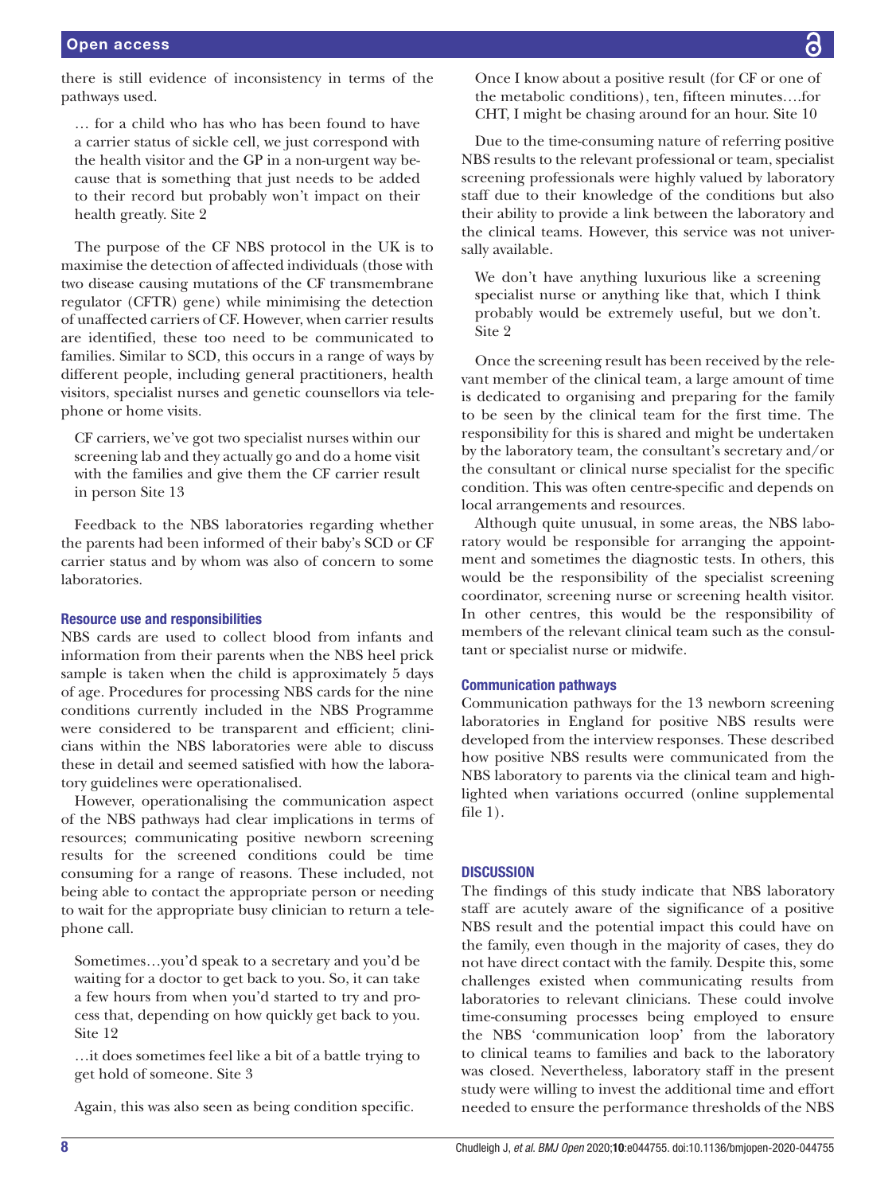there is still evidence of inconsistency in terms of the pathways used.

> … for a child who has who has been found to have a carrier status of sickle cell, we just correspond with the health visitor and the GP in a non-urgent way because that is something that just needs to be added to their record but probably won't impact on their health greatly. Site 2

The purpose of the CF NBS protocol in the UK is to maximise the detection of affected individuals (those with two disease causing mutations of the CF transmembrane regulator (CFTR) gene) while minimising the detection of unaffected carriers of CF. However, when carrier results are identified, these too need to be communicated to families. Similar to SCD, this occurs in a range of ways by different people, including general practitioners, health visitors, specialist nurses and genetic counsellors via telephone or home visits.

> CF carriers, we've got two specialist nurses within our screening lab and they actually go and do a home visit with the families and give them the CF carrier result in person Site 13

Feedback to the NBS laboratories regarding whether the parents had been informed of their baby's SCD or CF carrier status and by whom was also of concern to some laboratories.

### Resource use and responsibilities

NBS cards are used to collect blood from infants and information from their parents when the NBS heel prick sample is taken when the child is approximately 5 days of age. Procedures for processing NBS cards for the nine conditions currently included in the NBS Programme were considered to be transparent and efficient; clinicians within the NBS laboratories were able to discuss these in detail and seemed satisfied with how the laboratory guidelines were operationalised.

However, operationalising the communication aspect of the NBS pathways had clear implications in terms of resources; communicating positive newborn screening results for the screened conditions could be time consuming for a range of reasons. These included, not being able to contact the appropriate person or needing to wait for the appropriate busy clinician to return a telephone call.

> Sometimes…you'd speak to a secretary and you'd be waiting for a doctor to get back to you. So, it can take a few hours from when you'd started to try and process that, depending on how quickly get back to you. Site 12

> …it does sometimes feel like a bit of a battle trying to get hold of someone. Site 3

Again, this was also seen as being condition specific.

> Once I know about a positive result (for CF or one of the metabolic conditions), ten, fifteen minutes….for CHT, I might be chasing around for an hour. Site 10

Due to the time-consuming nature of referring positive NBS results to the relevant professional or team, specialist screening professionals were highly valued by laboratory staff due to their knowledge of the conditions but also their ability to provide a link between the laboratory and the clinical teams. However, this service was not universally available.

> We don't have anything luxurious like a screening specialist nurse or anything like that, which I think probably would be extremely useful, but we don't. Site 2

Once the screening result has been received by the relevant member of the clinical team, a large amount of time is dedicated to organising and preparing for the family to be seen by the clinical team for the first time. The responsibility for this is shared and might be undertaken by the laboratory team, the consultant's secretary and/or the consultant or clinical nurse specialist for the specific condition. This was often centre-specific and depends on local arrangements and resources.

Although quite unusual, in some areas, the NBS laboratory would be responsible for arranging the appointment and sometimes the diagnostic tests. In others, this would be the responsibility of the specialist screening coordinator, screening nurse or screening health visitor. In other centres, this would be the responsibility of members of the relevant clinical team such as the consultant or specialist nurse or midwife.

### Communication pathways

Communication pathways for the 13 newborn screening laboratories in England for positive NBS results were developed from the interview responses. These described how positive NBS results were communicated from the NBS laboratory to parents via the clinical team and highlighted when variations occurred (online supplemental file 1).

## DISCUSSION

The findings of this study indicate that NBS laboratory staff are acutely aware of the significance of a positive NBS result and the potential impact this could have on the family, even though in the majority of cases, they do not have direct contact with the family. Despite this, some challenges existed when communicating results from laboratories to relevant clinicians. These could involve time-consuming processes being employed to ensure the NBS 'communication loop' from the laboratory to clinical teams to families and back to the laboratory was closed. Nevertheless, laboratory staff in the present study were willing to invest the additional time and effort needed to ensure the performance thresholds of the NBS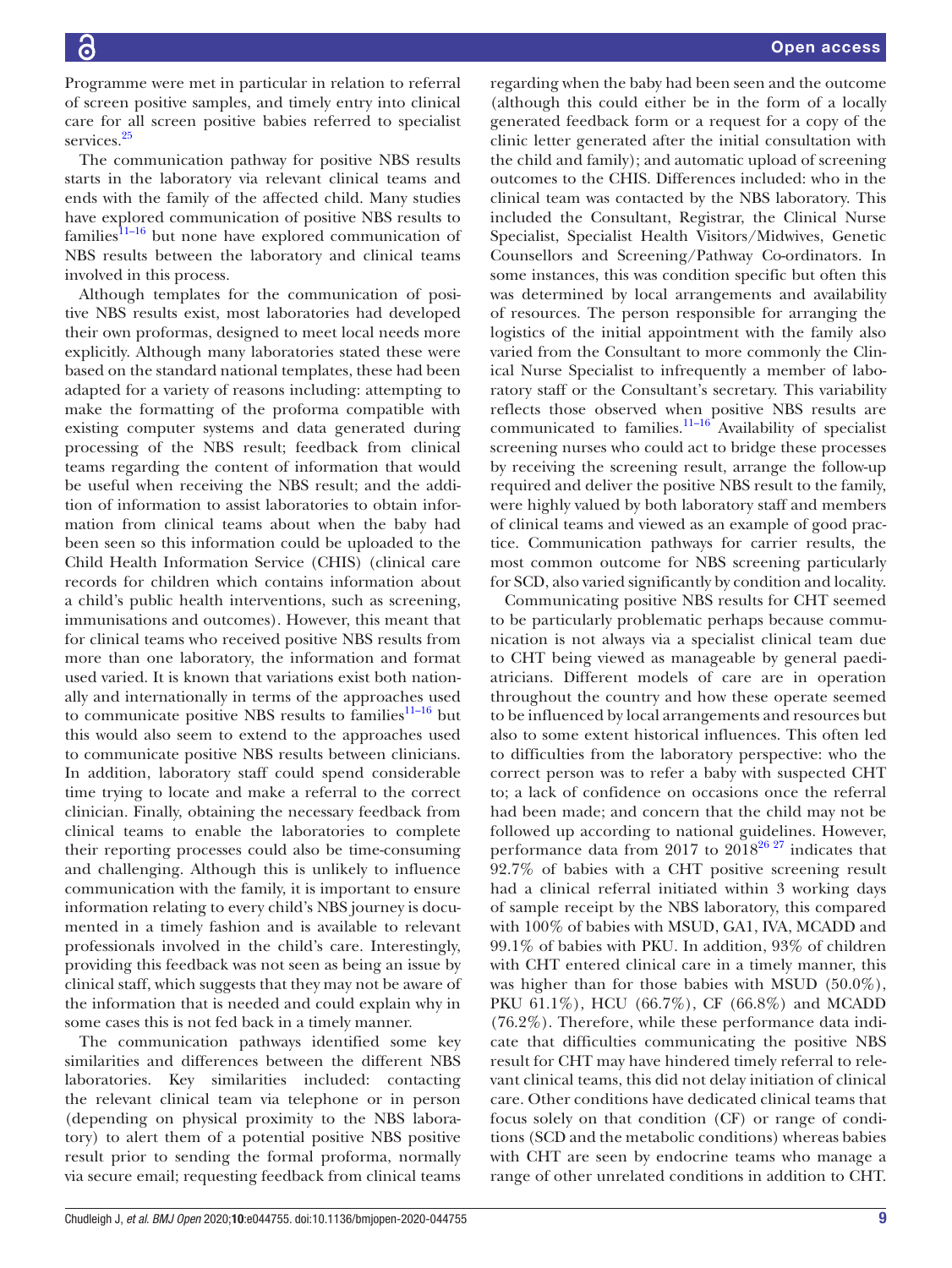Programme were met in particular in relation to referral of screen positive samples, and timely entry into clinical care for all screen positive babies referred to specialist services.[25]

The communication pathway for positive NBS results starts in the laboratory via relevant clinical teams and ends with the family of the affected child. Many studies have explored communication of positive NBS results to families[11–16] but none have explored communication of NBS results between the laboratory and clinical teams involved in this process.

Although templates for the communication of positive NBS results exist, most laboratories had developed their own proformas, designed to meet local needs more explicitly. Although many laboratories stated these were based on the standard national templates, these had been adapted for a variety of reasons including: attempting to make the formatting of the proforma compatible with existing computer systems and data generated during processing of the NBS result; feedback from clinical teams regarding the content of information that would be useful when receiving the NBS result; and the addition of information to assist laboratories to obtain information from clinical teams about when the baby had been seen so this information could be uploaded to the Child Health Information Service (CHIS) (clinical care records for children which contains information about a child's public health interventions, such as screening, immunisations and outcomes). However, this meant that for clinical teams who received positive NBS results from more than one laboratory, the information and format used varied. It is known that variations exist both nationally and internationally in terms of the approaches used to communicate positive NBS results to families[11–16] but this would also seem to extend to the approaches used to communicate positive NBS results between clinicians. In addition, laboratory staff could spend considerable time trying to locate and make a referral to the correct clinician. Finally, obtaining the necessary feedback from clinical teams to enable the laboratories to complete their reporting processes could also be time-consuming and challenging. Although this is unlikely to influence communication with the family, it is important to ensure information relating to every child's NBS journey is documented in a timely fashion and is available to relevant professionals involved in the child's care. Interestingly, providing this feedback was not seen as being an issue by clinical staff, which suggests that they may not be aware of the information that is needed and could explain why in some cases this is not fed back in a timely manner.

The communication pathways identified some key similarities and differences between the different NBS laboratories. Key similarities included: contacting the relevant clinical team via telephone or in person (depending on physical proximity to the NBS laboratory) to alert them of a potential positive NBS positive result prior to sending the formal proforma, normally via secure email; requesting feedback from clinical teams regarding when the baby had been seen and the outcome (although this could either be in the form of a locally generated feedback form or a request for a copy of the clinic letter generated after the initial consultation with the child and family); and automatic upload of screening outcomes to the CHIS. Differences included: who in the clinical team was contacted by the NBS laboratory. This included the Consultant, Registrar, the Clinical Nurse Specialist, Specialist Health Visitors/Midwives, Genetic Counsellors and Screening/Pathway Co-ordinators. In some instances, this was condition specific but often this was determined by local arrangements and availability of resources. The person responsible for arranging the logistics of the initial appointment with the family also varied from the Consultant to more commonly the Clinical Nurse Specialist to infrequently a member of laboratory staff or the Consultant's secretary. This variability reflects those observed when positive NBS results are communicated to families.[11–16] Availability of specialist screening nurses who could act to bridge these processes by receiving the screening result, arrange the follow-up required and deliver the positive NBS result to the family, were highly valued by both laboratory staff and members of clinical teams and viewed as an example of good practice. Communication pathways for carrier results, the most common outcome for NBS screening particularly for SCD, also varied significantly by condition and locality.

Communicating positive NBS results for CHT seemed to be particularly problematic perhaps because communication is not always via a specialist clinical team due to CHT being viewed as manageable by general paediatricians. Different models of care are in operation throughout the country and how these operate seemed to be influenced by local arrangements and resources but also to some extent historical influences. This often led to difficulties from the laboratory perspective: who the correct person was to refer a baby with suspected CHT to; a lack of confidence on occasions once the referral had been made; and concern that the child may not be followed up according to national guidelines. However, performance data from 2017 to 2018[26 27] indicates that 92.7% of babies with a CHT positive screening result had a clinical referral initiated within 3 working days of sample receipt by the NBS laboratory, this compared with 100% of babies with MSUD, GA1, IVA, MCADD and 99.1% of babies with PKU. In addition, 93% of children with CHT entered clinical care in a timely manner, this was higher than for those babies with MSUD (50.0%), PKU 61.1%), HCU (66.7%), CF (66.8%) and MCADD (76.2%). Therefore, while these performance data indicate that difficulties communicating the positive NBS result for CHT may have hindered timely referral to relevant clinical teams, this did not delay initiation of clinical care. Other conditions have dedicated clinical teams that focus solely on that condition (CF) or range of conditions (SCD and the metabolic conditions) whereas babies with CHT are seen by endocrine teams who manage a range of other unrelated conditions in addition to CHT.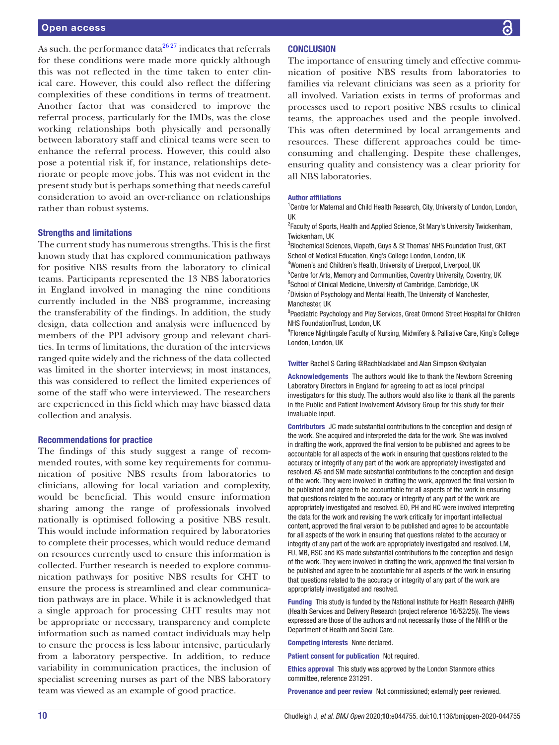As such. the performance data[26 27] indicates that referrals for these conditions were made more quickly although this was not reflected in the time taken to enter clinical care. However, this could also reflect the differing complexities of these conditions in terms of treatment. Another factor that was considered to improve the referral process, particularly for the IMDs, was the close working relationships both physically and personally between laboratory staff and clinical teams were seen to enhance the referral process. However, this could also pose a potential risk if, for instance, relationships deteriorate or people move jobs. This was not evident in the present study but is perhaps something that needs careful consideration to avoid an over-reliance on relationships rather than robust systems.

### Strengths and limitations

The current study has numerous strengths. This is the first known study that has explored communication pathways for positive NBS results from the laboratory to clinical teams. Participants represented the 13 NBS laboratories in England involved in managing the nine conditions currently included in the NBS programme, increasing the transferability of the findings. In addition, the study design, data collection and analysis were influenced by members of the PPI advisory group and relevant charities. In terms of limitations, the duration of the interviews ranged quite widely and the richness of the data collected was limited in the shorter interviews; in most instances, this was considered to reflect the limited experiences of some of the staff who were interviewed. The researchers are experienced in this field which may have biassed data collection and analysis.

### Recommendations for practice

The findings of this study suggest a range of recommended routes, with some key requirements for communication of positive NBS results from laboratories to clinicians, allowing for local variation and complexity, would be beneficial. This would ensure information sharing among the range of professionals involved nationally is optimised following a positive NBS result. This would include information required by laboratories to complete their processes, which would reduce demand on resources currently used to ensure this information is collected. Further research is needed to explore communication pathways for positive NBS results for CHT to ensure the process is streamlined and clear communication pathways are in place. While it is acknowledged that a single approach for processing CHT results may not be appropriate or necessary, transparency and complete information such as named contact individuals may help to ensure the process is less labour intensive, particularly from a laboratory perspective. In addition, to reduce variability in communication practices, the inclusion of specialist screening nurses as part of the NBS laboratory team was viewed as an example of good practice.

## CONCLUSION

The importance of ensuring timely and effective communication of positive NBS results from laboratories to families via relevant clinicians was seen as a priority for all involved. Variation exists in terms of proformas and processes used to report positive NBS results to clinical teams, the approaches used and the people involved. This was often determined by local arrangements and resources. These different approaches could be time-consuming and challenging. Despite these challenges, ensuring quality and consistency was a clear priority for all NBS laboratories.

**Author affiliations**

[1]Centre for Maternal and Child Health Research, City, University of London, London, UK
[2]Faculty of Sports, Health and Applied Science, St Mary's University Twickenham, Twickenham, UK
[3]Biochemical Sciences, Viapath, Guys & St Thomas' NHS Foundation Trust, GKT School of Medical Education, King's College London, London, UK
[4]Women's and Children's Health, University of Liverpool, Liverpool, UK
[5]Centre for Arts, Memory and Communities, Coventry University, Coventry, UK
[6]School of Clinical Medicine, University of Cambridge, Cambridge, UK
[7]Division of Psychology and Mental Health, The University of Manchester, Manchester, UK
[8]Paediatric Psychology and Play Services, Great Ormond Street Hospital for Children NHS FoundationTrust, London, UK
[9]Florence Nightingale Faculty of Nursing, Midwifery & Palliative Care, King's College London, London, UK

**Twitter** Rachel S Carling @Rachblacklabel and Alan Simpson @cityalan

**Acknowledgements** The authors would like to thank the Newborn Screening Laboratory Directors in England for agreeing to act as local principal investigators for this study. The authors would also like to thank all the parents in the Public and Patient Involvement Advisory Group for this study for their invaluable input.

**Contributors** JC made substantial contributions to the conception and design of the work. She acquired and interpreted the data for the work. She was involved in drafting the work, approved the final version to be published and agrees to be accountable for all aspects of the work in ensuring that questions related to the accuracy or integrity of any part of the work are appropriately investigated and resolved. AS and SM made substantial contributions to the conception and design of the work. They were involved in drafting the work, approved the final version to be published and agree to be accountable for all aspects of the work in ensuring that questions related to the accuracy or integrity of any part of the work are appropriately investigated and resolved. EO, PH and HC were involved interpreting the data for the work and revising the work critically for important intellectual content, approved the final version to be published and agree to be accountable for all aspects of the work in ensuring that questions related to the accuracy or integrity of any part of the work are appropriately investigated and resolved. LM, FU, MB, RSC and KS made substantial contributions to the conception and design of the work. They were involved in drafting the work, approved the final version to be published and agree to be accountable for all aspects of the work in ensuring that questions related to the accuracy or integrity of any part of the work are appropriately investigated and resolved.

**Funding** This study is funded by the National Institute for Health Research (NIHR) (Health Services and Delivery Research (project reference 16/52/25)). The views expressed are those of the authors and not necessarily those of the NIHR or the Department of Health and Social Care.

**Competing interests** None declared.

**Patient consent for publication** Not required.

**Ethics approval** This study was approved by the London Stanmore ethics committee, reference 231291.

**Provenance and peer review** Not commissioned; externally peer reviewed.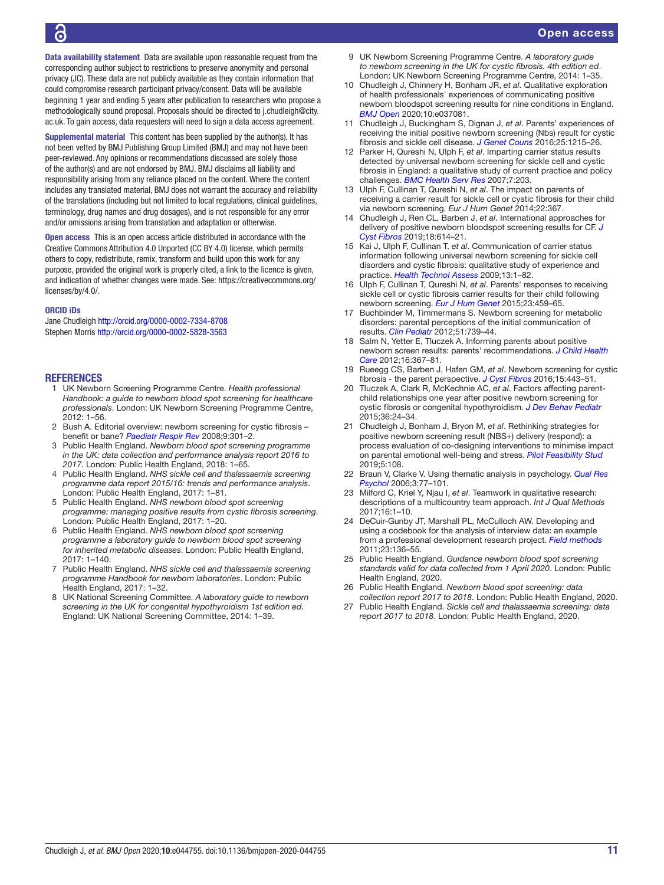**Data availability statement** Data are available upon reasonable request from the corresponding author subject to restrictions to preserve anonymity and personal privacy (JC). These data are not publicly available as they contain information that could compromise research participant privacy/consent. Data will be available beginning 1 year and ending 5 years after publication to researchers who propose a methodologically sound proposal. Proposals should be directed to j.chudleigh@city.ac.uk. To gain access, data requesters will need to sign a data access agreement.

**Supplemental material** This content has been supplied by the author(s). It has not been vetted by BMJ Publishing Group Limited (BMJ) and may not have been peer-reviewed. Any opinions or recommendations discussed are solely those of the author(s) and are not endorsed by BMJ. BMJ disclaims all liability and responsibility arising from any reliance placed on the content. Where the content includes any translated material, BMJ does not warrant the accuracy and reliability of the translations (including but not limited to local regulations, clinical guidelines, terminology, drug names and drug dosages), and is not responsible for any error and/or omissions arising from translation and adaptation or otherwise.

**Open access** This is an open access article distributed in accordance with the Creative Commons Attribution 4.0 Unported (CC BY 4.0) license, which permits others to copy, redistribute, remix, transform and build upon this work for any purpose, provided the original work is properly cited, a link to the licence is given, and indication of whether changes were made. See: https://creativecommons.org/licenses/by/4.0/.

**ORCID iDs**

Jane Chudleigh http://orcid.org/0000-0002-7334-8708
Stephen Morris http://orcid.org/0000-0002-5828-3563

## REFERENCES

1. UK Newborn Screening Programme Centre. *Health professional Handbook: a guide to newborn blood spot screening for healthcare professionals*. London: UK Newborn Screening Programme Centre, 2012: 1–56.
2. Bush A. Editorial overview: newborn screening for cystic fibrosis – benefit or bane? *Paediatr Respir Rev* 2008;9:301–2.
3. Public Health England. *Newborn blood spot screening programme in the UK: data collection and performance analysis report 2016 to 2017*. London: Public Health England, 2018: 1–65.
4. Public Health England. *NHS sickle cell and thalassaemia screening programme data report 2015/16: trends and performance analysis*. London: Public Health England, 2017: 1–81.
5. Public Health England. *NHS newborn blood spot screening programme: managing positive results from cystic fibrosis screening*. London: Public Health England, 2017: 1–20.
6. Public Health England. *NHS newborn blood spot screening programme a laboratory guide to newborn blood spot screening for inherited metabolic diseases*. London: Public Health England, 2017: 1–140.
7. Public Health England. *NHS sickle cell and thalassaemia screening programme Handbook for newborn laboratories*. London: Public Health England, 2017: 1–32.
8. UK National Screening Committee. *A laboratory guide to newborn screening in the UK for congenital hypothyroidism 1st edition ed*. England: UK National Screening Committee, 2014: 1–39.
9. UK Newborn Screening Programme Centre. *A laboratory guide to newborn screening in the UK for cystic fibrosis. 4th edition ed*. London: UK Newborn Screening Programme Centre, 2014: 1–35.
10. Chudleigh J, Chinnery H, Bonham JR, *et al*. Qualitative exploration of health professionals' experiences of communicating positive newborn bloodspot screening results for nine conditions in England. *BMJ Open* 2020;10:e037081.
11. Chudleigh J, Buckingham S, Dignan J, *et al*. Parents' experiences of receiving the initial positive newborn screening (Nbs) result for cystic fibrosis and sickle cell disease. *J Genet Couns* 2016;25:1215–26.
12. Parker H, Qureshi N, Ulph F, *et al*. Imparting carrier status results detected by universal newborn screening for sickle cell and cystic fibrosis in England: a qualitative study of current practice and policy challenges. *BMC Health Serv Res* 2007;7:203.
13. Ulph F, Cullinan T, Qureshi N, *et al*. The impact on parents of receiving a carrier result for sickle cell or cystic fibrosis for their child via newborn screening. *Eur J Hum Genet* 2014;22:367.
14. Chudleigh J, Ren CL, Barben J, *et al*. International approaches for delivery of positive newborn bloodspot screening results for CF. *J Cyst Fibros* 2019;18:614–21.
15. Kai J, Ulph F, Cullinan T, *et al*. Communication of carrier status information following universal newborn screening for sickle cell disorders and cystic fibrosis: qualitative study of experience and practice. *Health Technol Assess* 2009;13:1–82.
16. Ulph F, Cullinan T, Qureshi N, *et al*. Parents' responses to receiving sickle cell or cystic fibrosis carrier results for their child following newborn screening. *Eur J Hum Genet* 2015;23:459–65.
17. Buchbinder M, Timmermans S. Newborn screening for metabolic disorders: parental perceptions of the initial communication of results. *Clin Pediatr* 2012;51:739–44.
18. Salm N, Yetter E, Tluczek A. Informing parents about positive newborn screen results: parents' recommendations. *J Child Health Care* 2012;16:367–81.
19. Rueegg CS, Barben J, Hafen GM, *et al*. Newborn screening for cystic fibrosis - the parent perspective. *J Cyst Fibros* 2016;15:443–51.
20. Tluczek A, Clark R, McKechnie AC, *et al*. Factors affecting parent-child relationships one year after positive newborn screening for cystic fibrosis or congenital hypothyroidism. *J Dev Behav Pediatr* 2015;36:24–34.
21. Chudleigh J, Bonham J, Bryon M, *et al*. Rethinking strategies for positive newborn screening result (NBS+) delivery (respond): a process evaluation of co-designing interventions to minimise impact on parental emotional well-being and stress. *Pilot Feasibility Stud* 2019;5:108.
22. Braun V, Clarke V. Using thematic analysis in psychology. *Qual Res Psychol* 2006;3:77–101.
23. Milford C, Kriel Y, Njau I, *et al*. Teamwork in qualitative research: descriptions of a multicountry team approach. *Int J Qual Methods* 2017;16:1–10.
24. DeCuir-Gunby JT, Marshall PL, McCulloch AW. Developing and using a codebook for the analysis of interview data: an example from a professional development research project. *Field methods* 2011;23:136–55.
25. Public Health England. *Guidance newborn blood spot screening standards valid for data collected from 1 April 2020*. London: Public Health England, 2020.
26. Public Health England. *Newborn blood spot screening: data collection report 2017 to 2018*. London: Public Health England, 2020.
27. Public Health England. *Sickle cell and thalassaemia screening: data report 2017 to 2018*. London: Public Health England, 2020.